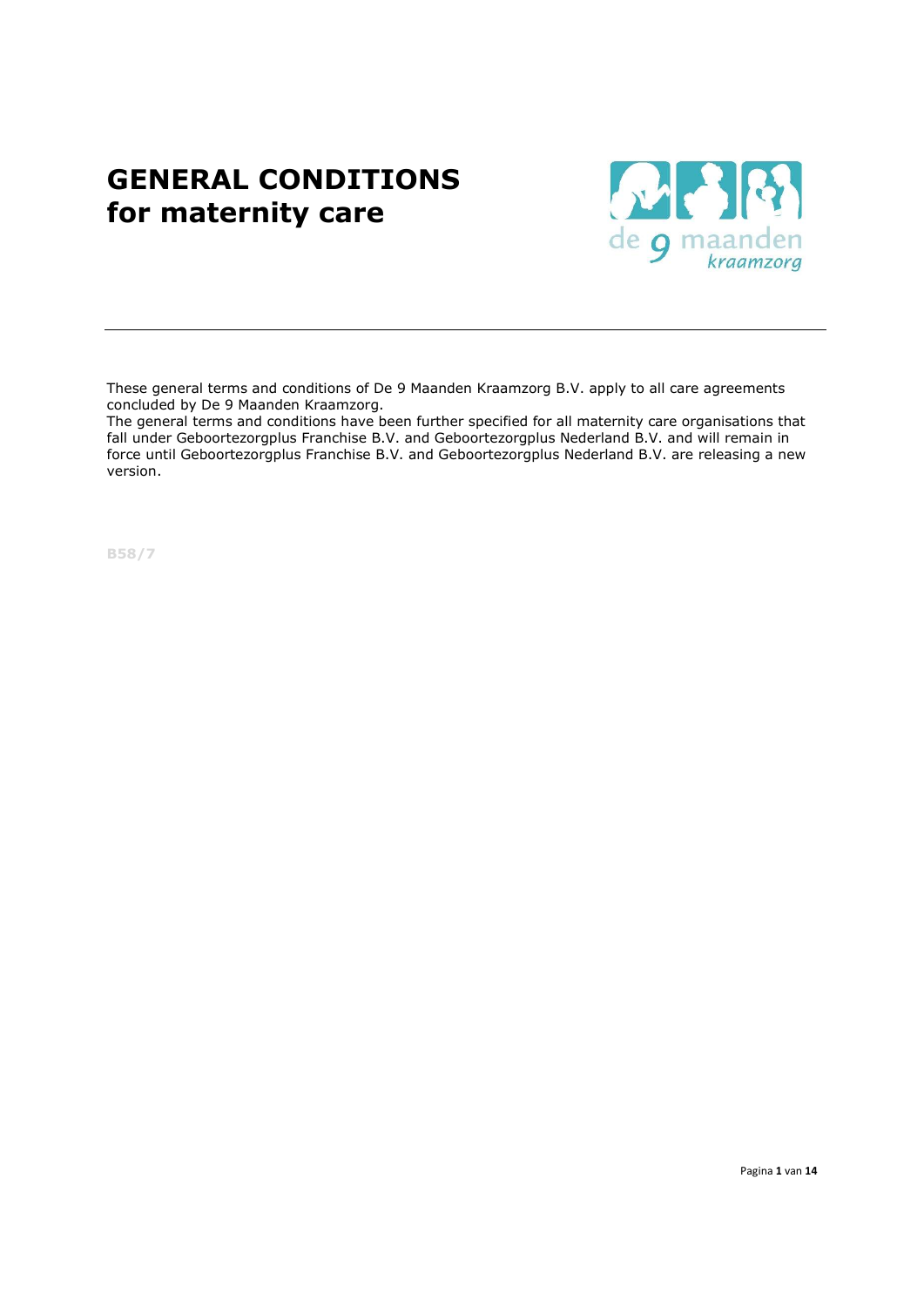# GENERAL CONDITIONS for maternity care

These general terms and conditions of De 9 Maanden Kraamzorg B.V. apply to all care agreements concluded by De 9 Maanden Kraamzorg.
The general terms and conditions have been further specified for all maternity care organisations that fall under Geboortezorgplus Franchise B.V. and Geboortezorgplus Nederland B.V. and will remain in force until Geboortezorgplus Franchise B.V. and Geboortezorgplus Nederland B.V. are releasing a new version.

B58/7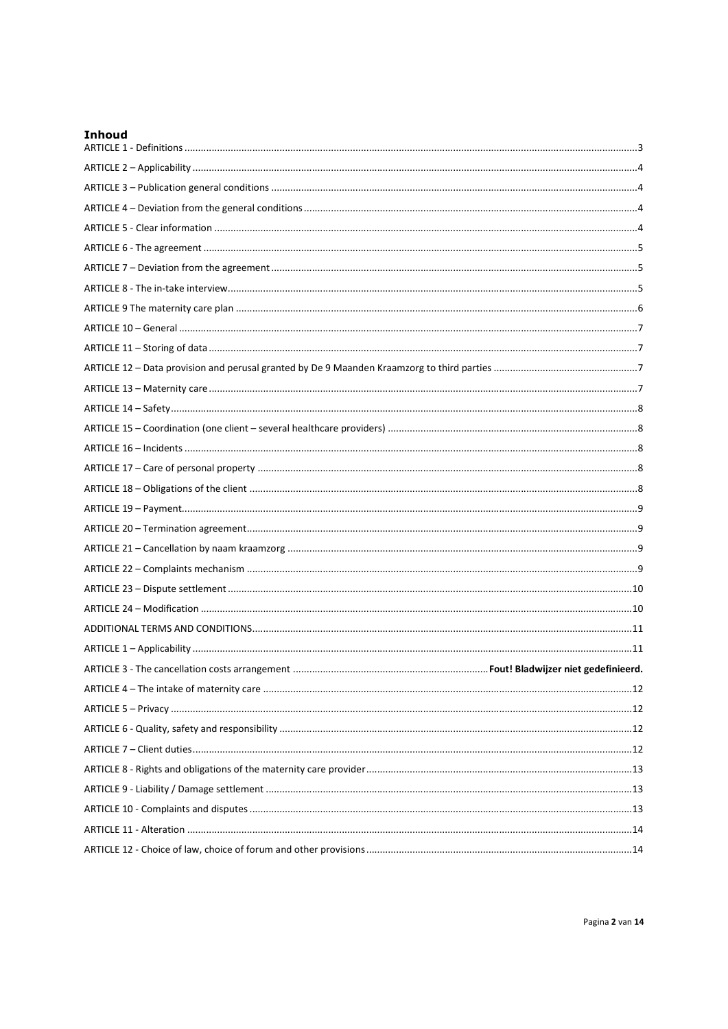# Inhoud

ARTICLE 1 - Definitions ........................................................................................................................................................3

ARTICLE 2 – Applicability .....................................................................................................................................................4

ARTICLE 3 – Publication general conditions ........................................................................................................................4

ARTICLE 4 – Deviation from the general conditions ............................................................................................................4

ARTICLE 5 - Clear information .............................................................................................................................................4

ARTICLE 6 - The agreement .................................................................................................................................................5

ARTICLE 7 – Deviation from the agreement ........................................................................................................................5

ARTICLE 8 - The in-take interview.........................................................................................................................................5

ARTICLE 9 The maternity care plan ......................................................................................................................................6

ARTICLE 10 – General ...........................................................................................................................................................7

ARTICLE 11 – Storing of data ................................................................................................................................................7

ARTICLE 12 – Data provision and perusal granted by De 9 Maanden Kraamzorg to third parties .......................................................7

ARTICLE 13 – Maternity care ................................................................................................................................................7

ARTICLE 14 – Safety..............................................................................................................................................................8

ARTICLE 15 – Coordination (one client – several healthcare providers) ..............................................................................8

ARTICLE 16 – Incidents .........................................................................................................................................................8

ARTICLE 17 – Care of personal property ..............................................................................................................................8

ARTICLE 18 – Obligations of the client .................................................................................................................................8

ARTICLE 19 – Payment..........................................................................................................................................................9

ARTICLE 20 – Termination agreement..................................................................................................................................9

ARTICLE 21 – Cancellation by naam kraamzorg ...................................................................................................................9

ARTICLE 22 – Complaints mechanism .................................................................................................................................9

ARTICLE 23 – Dispute settlement .......................................................................................................................................10

ARTICLE 24 – Modification .................................................................................................................................................10

ADDITIONAL TERMS AND CONDITIONS.............................................................................................................................11

ARTICLE 1 – Applicability ....................................................................................................................................................11

ARTICLE 3 - The cancellation costs arrangement .......................................................................... **Fout! Bladwijzer niet gedefinieerd.**

ARTICLE 4 – The intake of maternity care ..........................................................................................................................12

ARTICLE 5 – Privacy ............................................................................................................................................................12

ARTICLE 6 - Quality, safety and responsibility ....................................................................................................................12

ARTICLE 7 – Client duties....................................................................................................................................................12

ARTICLE 8 - Rights and obligations of the maternity care provider....................................................................................13

ARTICLE 9 - Liability / Damage settlement .........................................................................................................................13

ARTICLE 10 - Complaints and disputes ...............................................................................................................................13

ARTICLE 11 - Alteration ......................................................................................................................................................14

ARTICLE 12 - Choice of law, choice of forum and other provisions....................................................................................14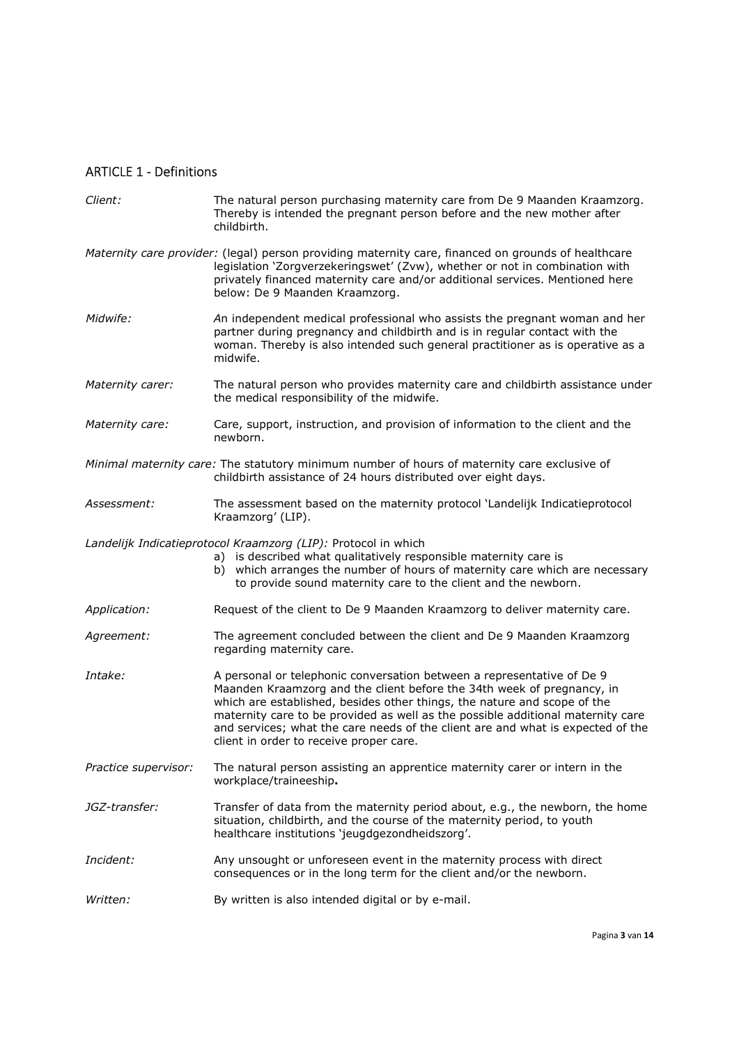## ARTICLE 1 - Definitions

*Client:* The natural person purchasing maternity care from De 9 Maanden Kraamzorg. Thereby is intended the pregnant person before and the new mother after childbirth.

*Maternity care provider:* (legal) person providing maternity care, financed on grounds of healthcare legislation 'Zorgverzekeringswet' (Zvw), whether or not in combination with privately financed maternity care and/or additional services. Mentioned here below: De 9 Maanden Kraamzorg.

*Midwife:* *A*n independent medical professional who assists the pregnant woman and her partner during pregnancy and childbirth and is in regular contact with the woman. Thereby is also intended such general practitioner as is operative as a midwife.

*Maternity carer:* The natural person who provides maternity care and childbirth assistance under the medical responsibility of the midwife.

*Maternity care:* Care, support, instruction, and provision of information to the client and the newborn.

*Minimal maternity care:* The statutory minimum number of hours of maternity care exclusive of childbirth assistance of 24 hours distributed over eight days.

*Assessment:* The assessment based on the maternity protocol 'Landelijk Indicatieprotocol Kraamzorg' (LIP).

*Landelijk Indicatieprotocol Kraamzorg (LIP):* Protocol in which

a) is described what qualitatively responsible maternity care is
b) which arranges the number of hours of maternity care which are necessary to provide sound maternity care to the client and the newborn.

*Application:* Request of the client to De 9 Maanden Kraamzorg to deliver maternity care.

*Agreement:* The agreement concluded between the client and De 9 Maanden Kraamzorg regarding maternity care.

*Intake:* A personal or telephonic conversation between a representative of De 9 Maanden Kraamzorg and the client before the 34th week of pregnancy, in which are established, besides other things, the nature and scope of the maternity care to be provided as well as the possible additional maternity care and services; what the care needs of the client are and what is expected of the client in order to receive proper care.

*Practice supervisor:* The natural person assisting an apprentice maternity carer or intern in the workplace/traineeship**.**

*JGZ-transfer:* Transfer of data from the maternity period about, e.g., the newborn, the home situation, childbirth, and the course of the maternity period, to youth healthcare institutions 'jeugdgezondheidszorg'.

*Incident:* Any unsought or unforeseen event in the maternity process with direct consequences or in the long term for the client and/or the newborn.

*Written:* By written is also intended digital or by e-mail.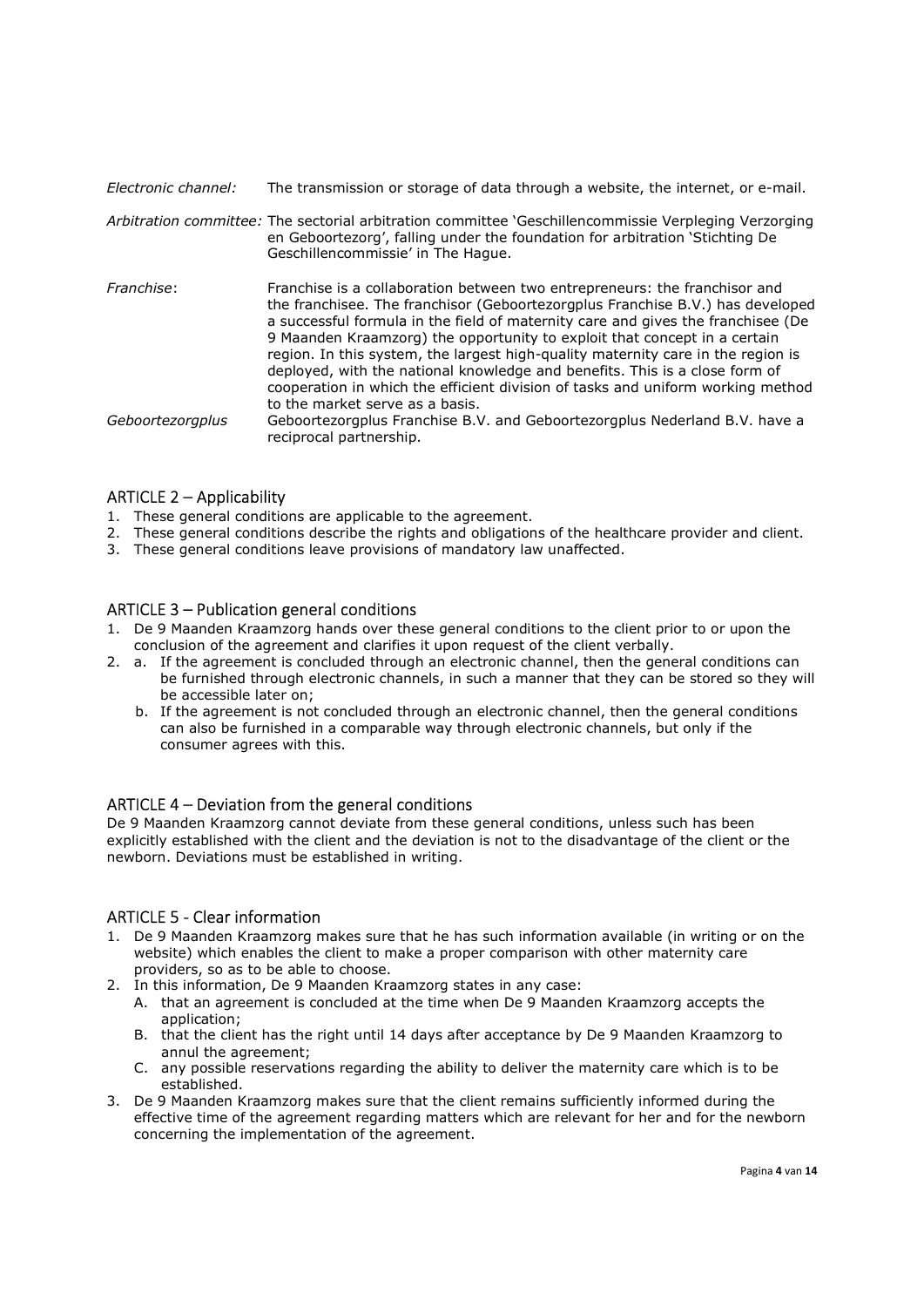*Electronic channel:* The transmission or storage of data through a website, the internet, or e-mail.

*Arbitration committee:* The sectorial arbitration committee 'Geschillencommissie Verpleging Verzorging en Geboortezorg', falling under the foundation for arbitration 'Stichting De Geschillencommissie' in The Hague.

*Franchise*: Franchise is a collaboration between two entrepreneurs: the franchisor and the franchisee. The franchisor (Geboortezorgplus Franchise B.V.) has developed a successful formula in the field of maternity care and gives the franchisee (De 9 Maanden Kraamzorg) the opportunity to exploit that concept in a certain region. In this system, the largest high-quality maternity care in the region is deployed, with the national knowledge and benefits. This is a close form of cooperation in which the efficient division of tasks and uniform working method to the market serve as a basis.

*Geboortezorgplus* Geboortezorgplus Franchise B.V. and Geboortezorgplus Nederland B.V. have a reciprocal partnership.

## ARTICLE 2 – Applicability

1. These general conditions are applicable to the agreement.
2. These general conditions describe the rights and obligations of the healthcare provider and client.
3. These general conditions leave provisions of mandatory law unaffected.

## ARTICLE 3 – Publication general conditions

1. De 9 Maanden Kraamzorg hands over these general conditions to the client prior to or upon the conclusion of the agreement and clarifies it upon request of the client verbally.
2. a. If the agreement is concluded through an electronic channel, then the general conditions can be furnished through electronic channels, in such a manner that they can be stored so they will be accessible later on;
   b. If the agreement is not concluded through an electronic channel, then the general conditions can also be furnished in a comparable way through electronic channels, but only if the consumer agrees with this.

## ARTICLE 4 – Deviation from the general conditions

De 9 Maanden Kraamzorg cannot deviate from these general conditions, unless such has been explicitly established with the client and the deviation is not to the disadvantage of the client or the newborn. Deviations must be established in writing.

## ARTICLE 5 - Clear information

1. De 9 Maanden Kraamzorg makes sure that he has such information available (in writing or on the website) which enables the client to make a proper comparison with other maternity care providers, so as to be able to choose.
2. In this information, De 9 Maanden Kraamzorg states in any case:
   A. that an agreement is concluded at the time when De 9 Maanden Kraamzorg accepts the application;
   B. that the client has the right until 14 days after acceptance by De 9 Maanden Kraamzorg to annul the agreement;
   C. any possible reservations regarding the ability to deliver the maternity care which is to be established.
3. De 9 Maanden Kraamzorg makes sure that the client remains sufficiently informed during the effective time of the agreement regarding matters which are relevant for her and for the newborn concerning the implementation of the agreement.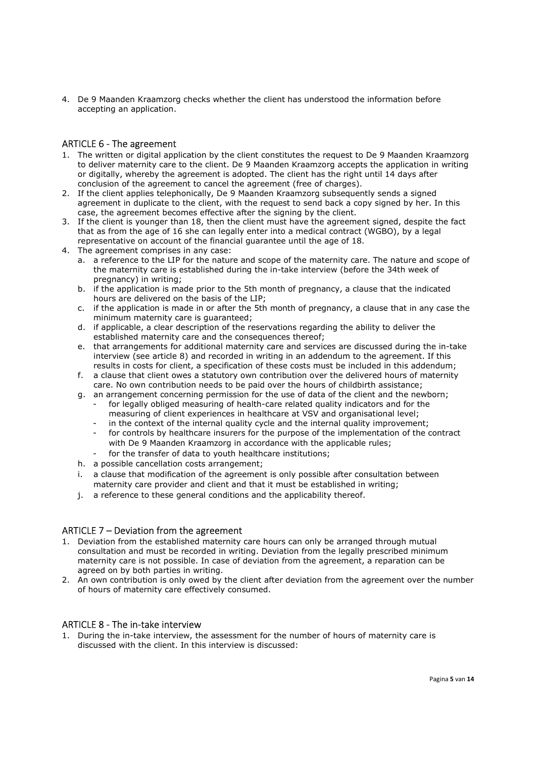4. De 9 Maanden Kraamzorg checks whether the client has understood the information before accepting an application.

## ARTICLE 6 - The agreement

1. The written or digital application by the client constitutes the request to De 9 Maanden Kraamzorg to deliver maternity care to the client. De 9 Maanden Kraamzorg accepts the application in writing or digitally, whereby the agreement is adopted. The client has the right until 14 days after conclusion of the agreement to cancel the agreement (free of charges).
2. If the client applies telephonically, De 9 Maanden Kraamzorg subsequently sends a signed agreement in duplicate to the client, with the request to send back a copy signed by her. In this case, the agreement becomes effective after the signing by the client.
3. If the client is younger than 18, then the client must have the agreement signed, despite the fact that as from the age of 16 she can legally enter into a medical contract (WGBO), by a legal representative on account of the financial guarantee until the age of 18.
4. The agreement comprises in any case:
   a. a reference to the LIP for the nature and scope of the maternity care. The nature and scope of the maternity care is established during the in-take interview (before the 34th week of pregnancy) in writing;
   b. if the application is made prior to the 5th month of pregnancy, a clause that the indicated hours are delivered on the basis of the LIP;
   c. if the application is made in or after the 5th month of pregnancy, a clause that in any case the minimum maternity care is guaranteed;
   d. if applicable, a clear description of the reservations regarding the ability to deliver the established maternity care and the consequences thereof;
   e. that arrangements for additional maternity care and services are discussed during the in-take interview (see article 8) and recorded in writing in an addendum to the agreement. If this results in costs for client, a specification of these costs must be included in this addendum;
   f. a clause that client owes a statutory own contribution over the delivered hours of maternity care. No own contribution needs to be paid over the hours of childbirth assistance;
   g. an arrangement concerning permission for the use of data of the client and the newborn;
      - for legally obliged measuring of health-care related quality indicators and for the measuring of client experiences in healthcare at VSV and organisational level;
      - in the context of the internal quality cycle and the internal quality improvement;
      - for controls by healthcare insurers for the purpose of the implementation of the contract with De 9 Maanden Kraamzorg in accordance with the applicable rules;
      - for the transfer of data to youth healthcare institutions;
   h. a possible cancellation costs arrangement;
   i. a clause that modification of the agreement is only possible after consultation between maternity care provider and client and that it must be established in writing;
   j. a reference to these general conditions and the applicability thereof.

## ARTICLE 7 – Deviation from the agreement

1. Deviation from the established maternity care hours can only be arranged through mutual consultation and must be recorded in writing. Deviation from the legally prescribed minimum maternity care is not possible. In case of deviation from the agreement, a reparation can be agreed on by both parties in writing.
2. An own contribution is only owed by the client after deviation from the agreement over the number of hours of maternity care effectively consumed.

## ARTICLE 8 - The in-take interview

1. During the in-take interview, the assessment for the number of hours of maternity care is discussed with the client. In this interview is discussed: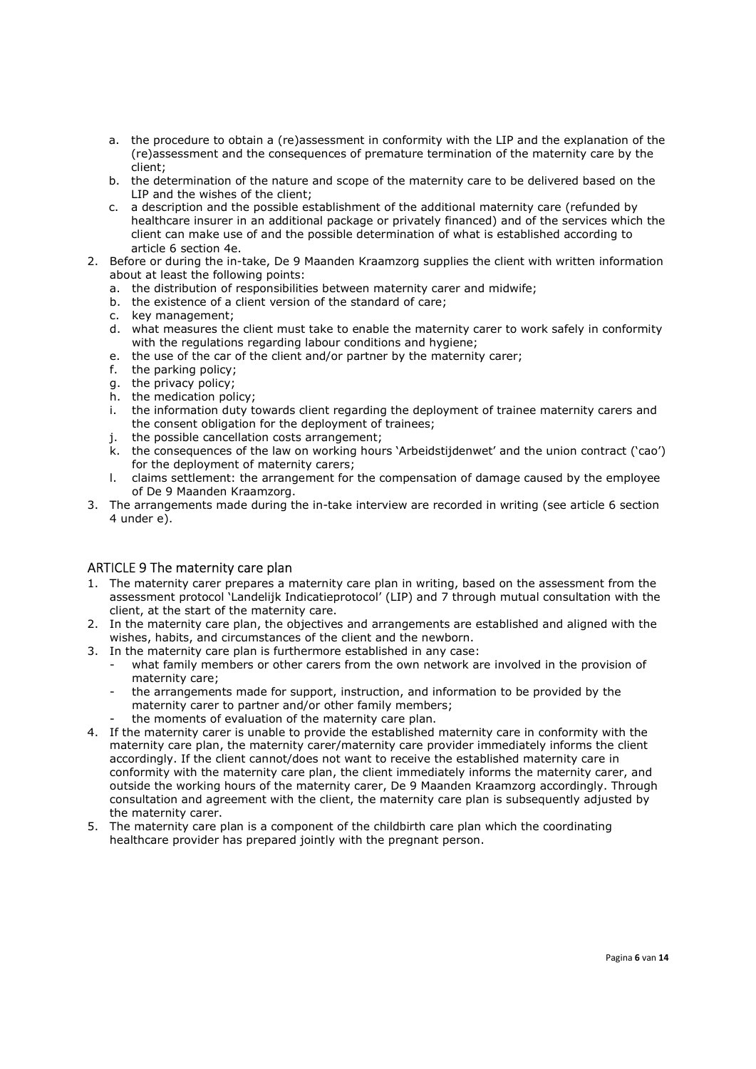a. the procedure to obtain a (re)assessment in conformity with the LIP and the explanation of the (re)assessment and the consequences of premature termination of the maternity care by the client;
b. the determination of the nature and scope of the maternity care to be delivered based on the LIP and the wishes of the client;
c. a description and the possible establishment of the additional maternity care (refunded by healthcare insurer in an additional package or privately financed) and of the services which the client can make use of and the possible determination of what is established according to article 6 section 4e.

2. Before or during the in-take, De 9 Maanden Kraamzorg supplies the client with written information about at least the following points:
   a. the distribution of responsibilities between maternity carer and midwife;
   b. the existence of a client version of the standard of care;
   c. key management;
   d. what measures the client must take to enable the maternity carer to work safely in conformity with the regulations regarding labour conditions and hygiene;
   e. the use of the car of the client and/or partner by the maternity carer;
   f. the parking policy;
   g. the privacy policy;
   h. the medication policy;
   i. the information duty towards client regarding the deployment of trainee maternity carers and the consent obligation for the deployment of trainees;
   j. the possible cancellation costs arrangement;
   k. the consequences of the law on working hours 'Arbeidstijdenwet' and the union contract ('cao') for the deployment of maternity carers;
   l. claims settlement: the arrangement for the compensation of damage caused by the employee of De 9 Maanden Kraamzorg.
3. The arrangements made during the in-take interview are recorded in writing (see article 6 section 4 under e).

## ARTICLE 9 The maternity care plan

1. The maternity carer prepares a maternity care plan in writing, based on the assessment from the assessment protocol 'Landelijk Indicatieprotocol' (LIP) and 7 through mutual consultation with the client, at the start of the maternity care.
2. In the maternity care plan, the objectives and arrangements are established and aligned with the wishes, habits, and circumstances of the client and the newborn.
3. In the maternity care plan is furthermore established in any case:
   - what family members or other carers from the own network are involved in the provision of maternity care;
   - the arrangements made for support, instruction, and information to be provided by the maternity carer to partner and/or other family members;
   - the moments of evaluation of the maternity care plan.
4. If the maternity carer is unable to provide the established maternity care in conformity with the maternity care plan, the maternity carer/maternity care provider immediately informs the client accordingly. If the client cannot/does not want to receive the established maternity care in conformity with the maternity care plan, the client immediately informs the maternity carer, and outside the working hours of the maternity carer, De 9 Maanden Kraamzorg accordingly. Through consultation and agreement with the client, the maternity care plan is subsequently adjusted by the maternity carer.
5. The maternity care plan is a component of the childbirth care plan which the coordinating healthcare provider has prepared jointly with the pregnant person.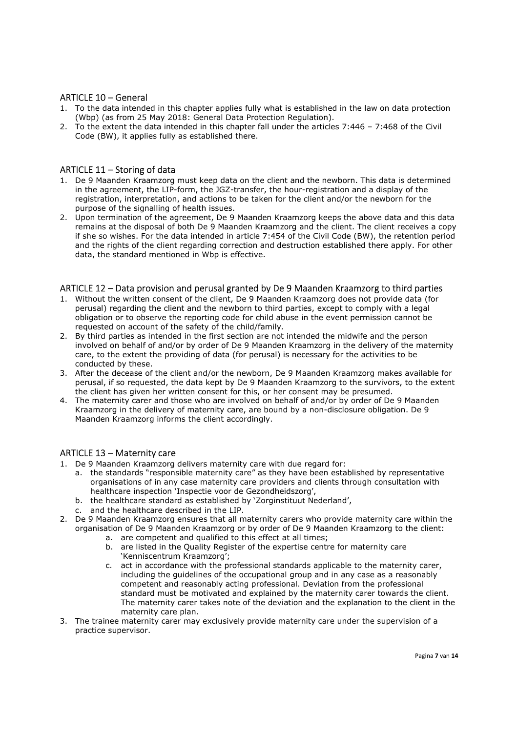## ARTICLE 10 – General

1. To the data intended in this chapter applies fully what is established in the law on data protection (Wbp) (as from 25 May 2018: General Data Protection Regulation).
2. To the extent the data intended in this chapter fall under the articles 7:446 – 7:468 of the Civil Code (BW), it applies fully as established there.

## ARTICLE 11 – Storing of data

1. De 9 Maanden Kraamzorg must keep data on the client and the newborn. This data is determined in the agreement, the LIP-form, the JGZ-transfer, the hour-registration and a display of the registration, interpretation, and actions to be taken for the client and/or the newborn for the purpose of the signalling of health issues.
2. Upon termination of the agreement, De 9 Maanden Kraamzorg keeps the above data and this data remains at the disposal of both De 9 Maanden Kraamzorg and the client. The client receives a copy if she so wishes. For the data intended in article 7:454 of the Civil Code (BW), the retention period and the rights of the client regarding correction and destruction established there apply. For other data, the standard mentioned in Wbp is effective.

## ARTICLE 12 – Data provision and perusal granted by De 9 Maanden Kraamzorg to third parties

1. Without the written consent of the client, De 9 Maanden Kraamzorg does not provide data (for perusal) regarding the client and the newborn to third parties, except to comply with a legal obligation or to observe the reporting code for child abuse in the event permission cannot be requested on account of the safety of the child/family.
2. By third parties as intended in the first section are not intended the midwife and the person involved on behalf of and/or by order of De 9 Maanden Kraamzorg in the delivery of the maternity care, to the extent the providing of data (for perusal) is necessary for the activities to be conducted by these.
3. After the decease of the client and/or the newborn, De 9 Maanden Kraamzorg makes available for perusal, if so requested, the data kept by De 9 Maanden Kraamzorg to the survivors, to the extent the client has given her written consent for this, or her consent may be presumed.
4. The maternity carer and those who are involved on behalf of and/or by order of De 9 Maanden Kraamzorg in the delivery of maternity care, are bound by a non-disclosure obligation. De 9 Maanden Kraamzorg informs the client accordingly.

## ARTICLE 13 – Maternity care

1. De 9 Maanden Kraamzorg delivers maternity care with due regard for:
   a. the standards "responsible maternity care" as they have been established by representative organisations of in any case maternity care providers and clients through consultation with healthcare inspection 'Inspectie voor de Gezondheidszorg',
   b. the healthcare standard as established by 'Zorginstituut Nederland',
   c. and the healthcare described in the LIP.
2. De 9 Maanden Kraamzorg ensures that all maternity carers who provide maternity care within the organisation of De 9 Maanden Kraamzorg or by order of De 9 Maanden Kraamzorg to the client:
   a. are competent and qualified to this effect at all times;
   b. are listed in the Quality Register of the expertise centre for maternity care 'Kenniscentrum Kraamzorg';
   c. act in accordance with the professional standards applicable to the maternity carer, including the guidelines of the occupational group and in any case as a reasonably competent and reasonably acting professional. Deviation from the professional standard must be motivated and explained by the maternity carer towards the client. The maternity carer takes note of the deviation and the explanation to the client in the maternity care plan.
3. The trainee maternity carer may exclusively provide maternity care under the supervision of a practice supervisor.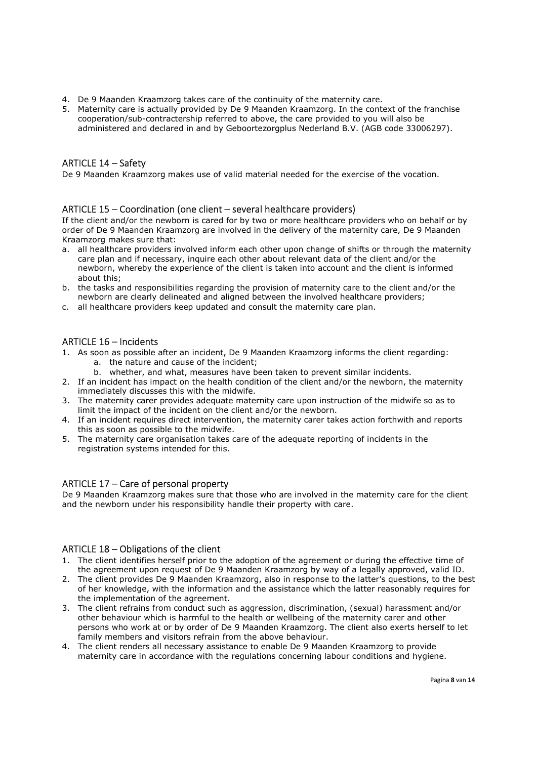4. De 9 Maanden Kraamzorg takes care of the continuity of the maternity care.
5. Maternity care is actually provided by De 9 Maanden Kraamzorg. In the context of the franchise cooperation/sub-contractership referred to above, the care provided to you will also be administered and declared in and by Geboortezorgplus Nederland B.V. (AGB code 33006297).

## ARTICLE 14 – Safety

De 9 Maanden Kraamzorg makes use of valid material needed for the exercise of the vocation.

## ARTICLE 15 – Coordination (one client – several healthcare providers)

If the client and/or the newborn is cared for by two or more healthcare providers who on behalf or by order of De 9 Maanden Kraamzorg are involved in the delivery of the maternity care, De 9 Maanden Kraamzorg makes sure that:

a. all healthcare providers involved inform each other upon change of shifts or through the maternity care plan and if necessary, inquire each other about relevant data of the client and/or the newborn, whereby the experience of the client is taken into account and the client is informed about this;
b. the tasks and responsibilities regarding the provision of maternity care to the client and/or the newborn are clearly delineated and aligned between the involved healthcare providers;
c. all healthcare providers keep updated and consult the maternity care plan.

## ARTICLE 16 – Incidents

1. As soon as possible after an incident, De 9 Maanden Kraamzorg informs the client regarding:
   a. the nature and cause of the incident;
   b. whether, and what, measures have been taken to prevent similar incidents.
2. If an incident has impact on the health condition of the client and/or the newborn, the maternity immediately discusses this with the midwife.
3. The maternity carer provides adequate maternity care upon instruction of the midwife so as to limit the impact of the incident on the client and/or the newborn.
4. If an incident requires direct intervention, the maternity carer takes action forthwith and reports this as soon as possible to the midwife.
5. The maternity care organisation takes care of the adequate reporting of incidents in the registration systems intended for this.

## ARTICLE 17 – Care of personal property

De 9 Maanden Kraamzorg makes sure that those who are involved in the maternity care for the client and the newborn under his responsibility handle their property with care.

## ARTICLE 18 – Obligations of the client

1. The client identifies herself prior to the adoption of the agreement or during the effective time of the agreement upon request of De 9 Maanden Kraamzorg by way of a legally approved, valid ID.
2. The client provides De 9 Maanden Kraamzorg, also in response to the latter's questions, to the best of her knowledge, with the information and the assistance which the latter reasonably requires for the implementation of the agreement.
3. The client refrains from conduct such as aggression, discrimination, (sexual) harassment and/or other behaviour which is harmful to the health or wellbeing of the maternity carer and other persons who work at or by order of De 9 Maanden Kraamzorg. The client also exerts herself to let family members and visitors refrain from the above behaviour.
4. The client renders all necessary assistance to enable De 9 Maanden Kraamzorg to provide maternity care in accordance with the regulations concerning labour conditions and hygiene.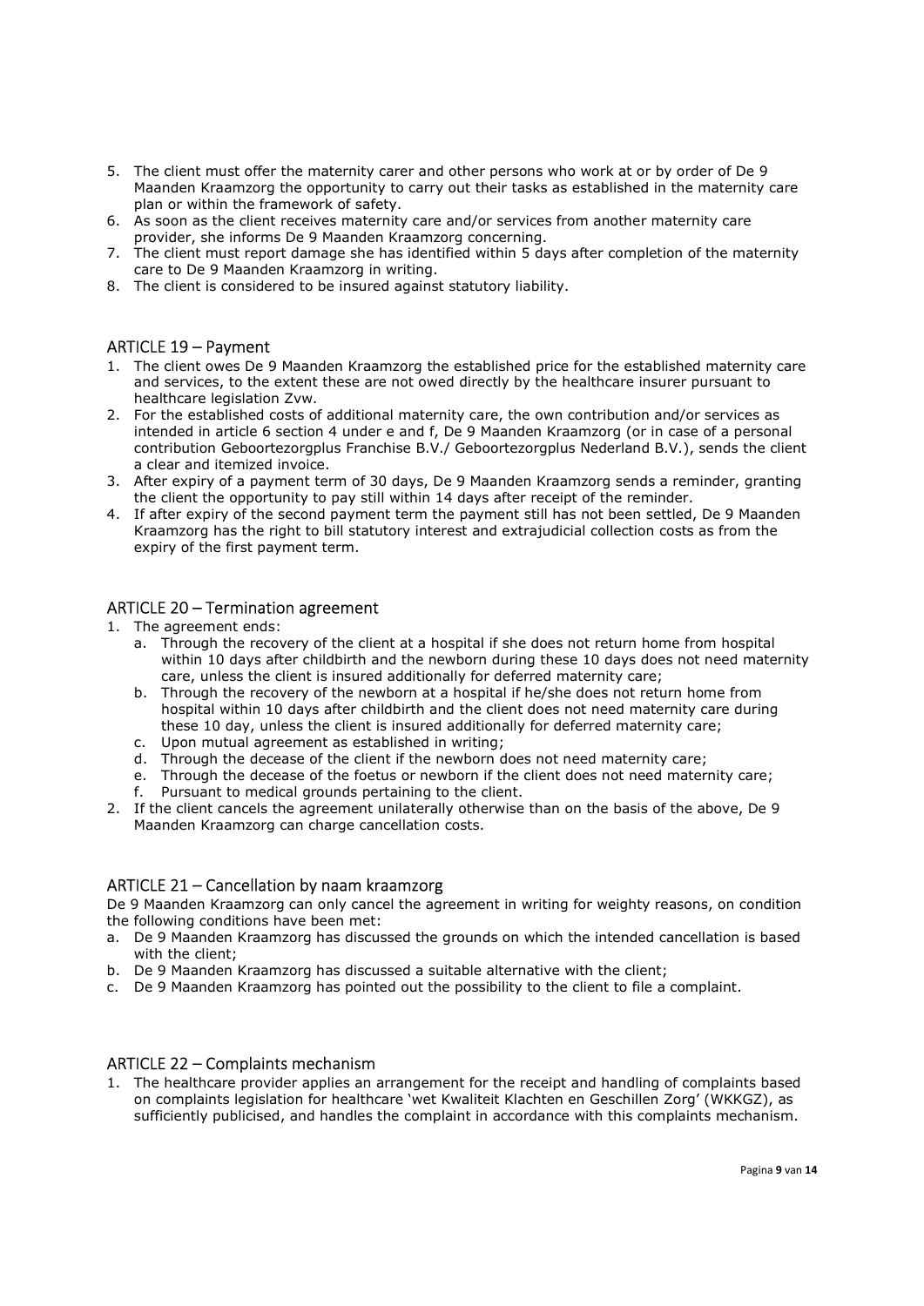5. The client must offer the maternity carer and other persons who work at or by order of De 9 Maanden Kraamzorg the opportunity to carry out their tasks as established in the maternity care plan or within the framework of safety.
6. As soon as the client receives maternity care and/or services from another maternity care provider, she informs De 9 Maanden Kraamzorg concerning.
7. The client must report damage she has identified within 5 days after completion of the maternity care to De 9 Maanden Kraamzorg in writing.
8. The client is considered to be insured against statutory liability.

## ARTICLE 19 – Payment

1. The client owes De 9 Maanden Kraamzorg the established price for the established maternity care and services, to the extent these are not owed directly by the healthcare insurer pursuant to healthcare legislation Zvw.
2. For the established costs of additional maternity care, the own contribution and/or services as intended in article 6 section 4 under e and f, De 9 Maanden Kraamzorg (or in case of a personal contribution Geboortezorgplus Franchise B.V./ Geboortezorgplus Nederland B.V.), sends the client a clear and itemized invoice.
3. After expiry of a payment term of 30 days, De 9 Maanden Kraamzorg sends a reminder, granting the client the opportunity to pay still within 14 days after receipt of the reminder.
4. If after expiry of the second payment term the payment still has not been settled, De 9 Maanden Kraamzorg has the right to bill statutory interest and extrajudicial collection costs as from the expiry of the first payment term.

## ARTICLE 20 – Termination agreement

1. The agreement ends:
   a. Through the recovery of the client at a hospital if she does not return home from hospital within 10 days after childbirth and the newborn during these 10 days does not need maternity care, unless the client is insured additionally for deferred maternity care;
   b. Through the recovery of the newborn at a hospital if he/she does not return home from hospital within 10 days after childbirth and the client does not need maternity care during these 10 day, unless the client is insured additionally for deferred maternity care;
   c. Upon mutual agreement as established in writing;
   d. Through the decease of the client if the newborn does not need maternity care;
   e. Through the decease of the foetus or newborn if the client does not need maternity care;
   f. Pursuant to medical grounds pertaining to the client.
2. If the client cancels the agreement unilaterally otherwise than on the basis of the above, De 9 Maanden Kraamzorg can charge cancellation costs.

## ARTICLE 21 – Cancellation by naam kraamzorg

De 9 Maanden Kraamzorg can only cancel the agreement in writing for weighty reasons, on condition the following conditions have been met:

a. De 9 Maanden Kraamzorg has discussed the grounds on which the intended cancellation is based with the client;
b. De 9 Maanden Kraamzorg has discussed a suitable alternative with the client;
c. De 9 Maanden Kraamzorg has pointed out the possibility to the client to file a complaint.

## ARTICLE 22 – Complaints mechanism

1. The healthcare provider applies an arrangement for the receipt and handling of complaints based on complaints legislation for healthcare 'wet Kwaliteit Klachten en Geschillen Zorg' (WKKGZ), as sufficiently publicised, and handles the complaint in accordance with this complaints mechanism.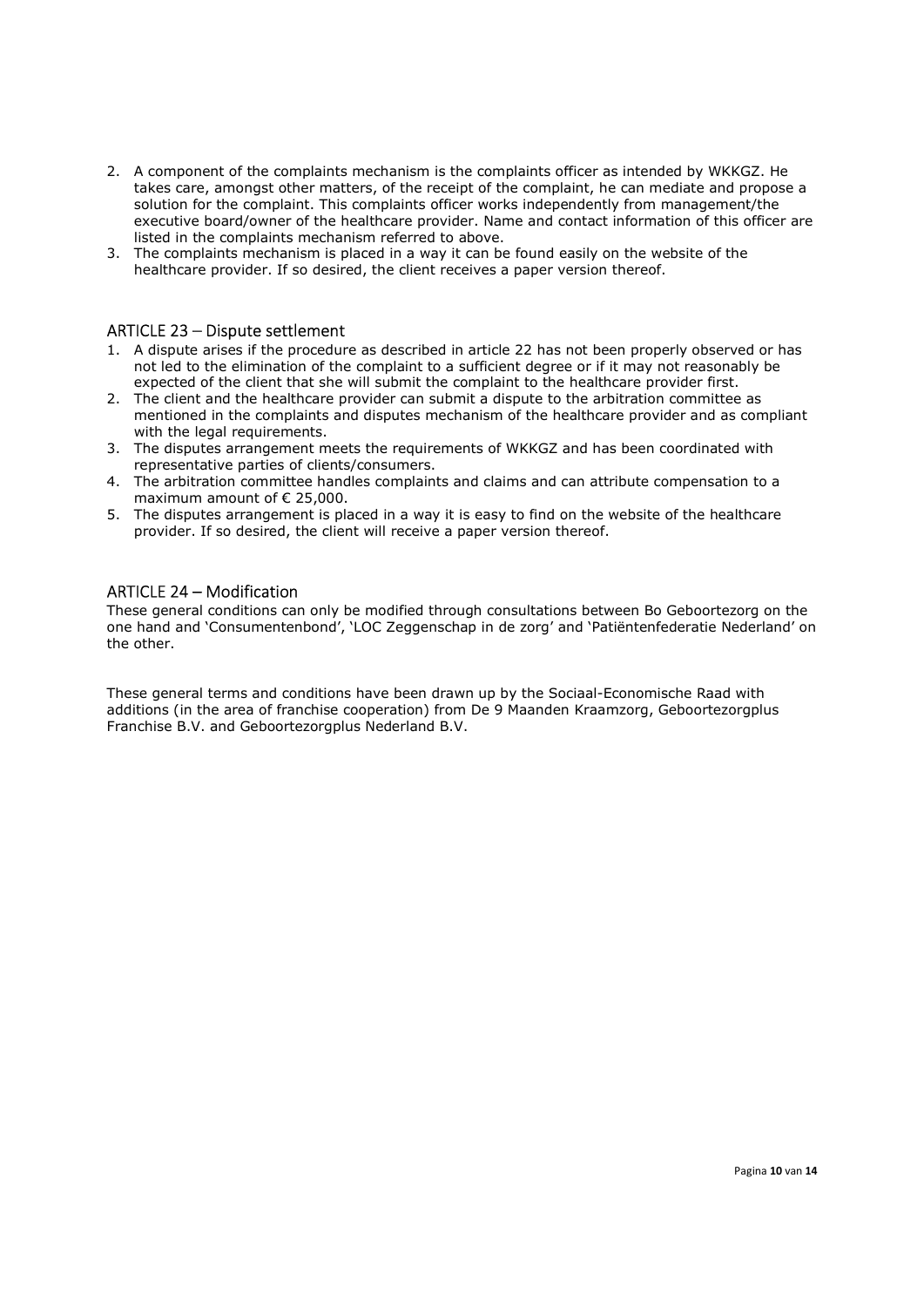2. A component of the complaints mechanism is the complaints officer as intended by WKKGZ. He takes care, amongst other matters, of the receipt of the complaint, he can mediate and propose a solution for the complaint. This complaints officer works independently from management/the executive board/owner of the healthcare provider. Name and contact information of this officer are listed in the complaints mechanism referred to above.
3. The complaints mechanism is placed in a way it can be found easily on the website of the healthcare provider. If so desired, the client receives a paper version thereof.

## ARTICLE 23 – Dispute settlement

1. A dispute arises if the procedure as described in article 22 has not been properly observed or has not led to the elimination of the complaint to a sufficient degree or if it may not reasonably be expected of the client that she will submit the complaint to the healthcare provider first.
2. The client and the healthcare provider can submit a dispute to the arbitration committee as mentioned in the complaints and disputes mechanism of the healthcare provider and as compliant with the legal requirements.
3. The disputes arrangement meets the requirements of WKKGZ and has been coordinated with representative parties of clients/consumers.
4. The arbitration committee handles complaints and claims and can attribute compensation to a maximum amount of € 25,000.
5. The disputes arrangement is placed in a way it is easy to find on the website of the healthcare provider. If so desired, the client will receive a paper version thereof.

## ARTICLE 24 – Modification

These general conditions can only be modified through consultations between Bo Geboortezorg on the one hand and 'Consumentenbond', 'LOC Zeggenschap in de zorg' and 'Patiëntenfederatie Nederland' on the other.

These general terms and conditions have been drawn up by the Sociaal-Economische Raad with additions (in the area of franchise cooperation) from De 9 Maanden Kraamzorg, Geboortezorgplus Franchise B.V. and Geboortezorgplus Nederland B.V.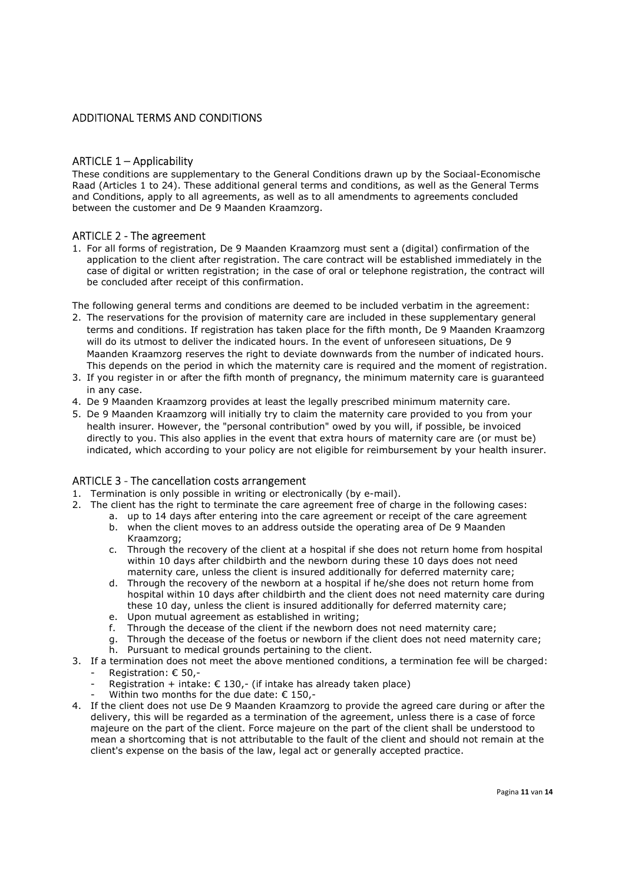# ADDITIONAL TERMS AND CONDITIONS

## ARTICLE 1 – Applicability

These conditions are supplementary to the General Conditions drawn up by the Sociaal-Economische Raad (Articles 1 to 24). These additional general terms and conditions, as well as the General Terms and Conditions, apply to all agreements, as well as to all amendments to agreements concluded between the customer and De 9 Maanden Kraamzorg.

## ARTICLE 2 - The agreement

1. For all forms of registration, De 9 Maanden Kraamzorg must sent a (digital) confirmation of the application to the client after registration. The care contract will be established immediately in the case of digital or written registration; in the case of oral or telephone registration, the contract will be concluded after receipt of this confirmation.

The following general terms and conditions are deemed to be included verbatim in the agreement:

2. The reservations for the provision of maternity care are included in these supplementary general terms and conditions. If registration has taken place for the fifth month, De 9 Maanden Kraamzorg will do its utmost to deliver the indicated hours. In the event of unforeseen situations, De 9 Maanden Kraamzorg reserves the right to deviate downwards from the number of indicated hours. This depends on the period in which the maternity care is required and the moment of registration.
3. If you register in or after the fifth month of pregnancy, the minimum maternity care is guaranteed in any case.
4. De 9 Maanden Kraamzorg provides at least the legally prescribed minimum maternity care.
5. De 9 Maanden Kraamzorg will initially try to claim the maternity care provided to you from your health insurer. However, the "personal contribution" owed by you will, if possible, be invoiced directly to you. This also applies in the event that extra hours of maternity care are (or must be) indicated, which according to your policy are not eligible for reimbursement by your health insurer.

## ARTICLE 3 - The cancellation costs arrangement

1. Termination is only possible in writing or electronically (by e-mail).
2. The client has the right to terminate the care agreement free of charge in the following cases:
   a. up to 14 days after entering into the care agreement or receipt of the care agreement
   b. when the client moves to an address outside the operating area of De 9 Maanden Kraamzorg;
   c. Through the recovery of the client at a hospital if she does not return home from hospital within 10 days after childbirth and the newborn during these 10 days does not need maternity care, unless the client is insured additionally for deferred maternity care;
   d. Through the recovery of the newborn at a hospital if he/she does not return home from hospital within 10 days after childbirth and the client does not need maternity care during these 10 day, unless the client is insured additionally for deferred maternity care;
   e. Upon mutual agreement as established in writing;
   f. Through the decease of the client if the newborn does not need maternity care;
   g. Through the decease of the foetus or newborn if the client does not need maternity care;
   h. Pursuant to medical grounds pertaining to the client.
3. If a termination does not meet the above mentioned conditions, a termination fee will be charged:
   - Registration: € 50,-
   - Registration + intake: € 130,- (if intake has already taken place)
   - Within two months for the due date: € 150,-
4. If the client does not use De 9 Maanden Kraamzorg to provide the agreed care during or after the delivery, this will be regarded as a termination of the agreement, unless there is a case of force majeure on the part of the client. Force majeure on the part of the client shall be understood to mean a shortcoming that is not attributable to the fault of the client and should not remain at the client's expense on the basis of the law, legal act or generally accepted practice.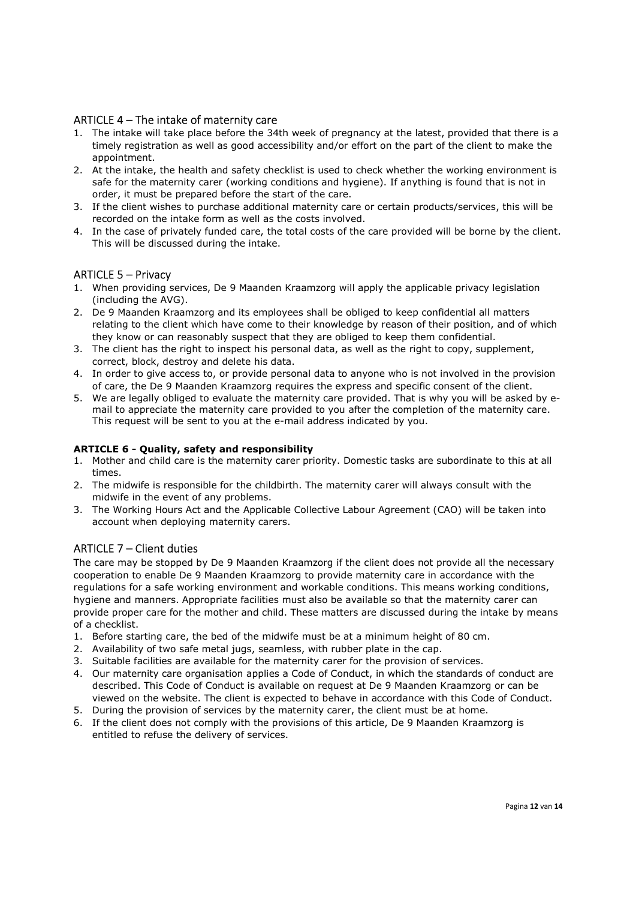## ARTICLE 4 – The intake of maternity care

1. The intake will take place before the 34th week of pregnancy at the latest, provided that there is a timely registration as well as good accessibility and/or effort on the part of the client to make the appointment.
2. At the intake, the health and safety checklist is used to check whether the working environment is safe for the maternity carer (working conditions and hygiene). If anything is found that is not in order, it must be prepared before the start of the care.
3. If the client wishes to purchase additional maternity care or certain products/services, this will be recorded on the intake form as well as the costs involved.
4. In the case of privately funded care, the total costs of the care provided will be borne by the client. This will be discussed during the intake.

## ARTICLE 5 – Privacy

1. When providing services, De 9 Maanden Kraamzorg will apply the applicable privacy legislation (including the AVG).
2. De 9 Maanden Kraamzorg and its employees shall be obliged to keep confidential all matters relating to the client which have come to their knowledge by reason of their position, and of which they know or can reasonably suspect that they are obliged to keep them confidential.
3. The client has the right to inspect his personal data, as well as the right to copy, supplement, correct, block, destroy and delete his data.
4. In order to give access to, or provide personal data to anyone who is not involved in the provision of care, the De 9 Maanden Kraamzorg requires the express and specific consent of the client.
5. We are legally obliged to evaluate the maternity care provided. That is why you will be asked by e-mail to appreciate the maternity care provided to you after the completion of the maternity care. This request will be sent to you at the e-mail address indicated by you.

## ARTICLE 6 - Quality, safety and responsibility

1. Mother and child care is the maternity carer priority. Domestic tasks are subordinate to this at all times.
2. The midwife is responsible for the childbirth. The maternity carer will always consult with the midwife in the event of any problems.
3. The Working Hours Act and the Applicable Collective Labour Agreement (CAO) will be taken into account when deploying maternity carers.

## ARTICLE 7 – Client duties

The care may be stopped by De 9 Maanden Kraamzorg if the client does not provide all the necessary cooperation to enable De 9 Maanden Kraamzorg to provide maternity care in accordance with the regulations for a safe working environment and workable conditions. This means working conditions, hygiene and manners. Appropriate facilities must also be available so that the maternity carer can provide proper care for the mother and child. These matters are discussed during the intake by means of a checklist.

1. Before starting care, the bed of the midwife must be at a minimum height of 80 cm.
2. Availability of two safe metal jugs, seamless, with rubber plate in the cap.
3. Suitable facilities are available for the maternity carer for the provision of services.
4. Our maternity care organisation applies a Code of Conduct, in which the standards of conduct are described. This Code of Conduct is available on request at De 9 Maanden Kraamzorg or can be viewed on the website. The client is expected to behave in accordance with this Code of Conduct.
5. During the provision of services by the maternity carer, the client must be at home.
6. If the client does not comply with the provisions of this article, De 9 Maanden Kraamzorg is entitled to refuse the delivery of services.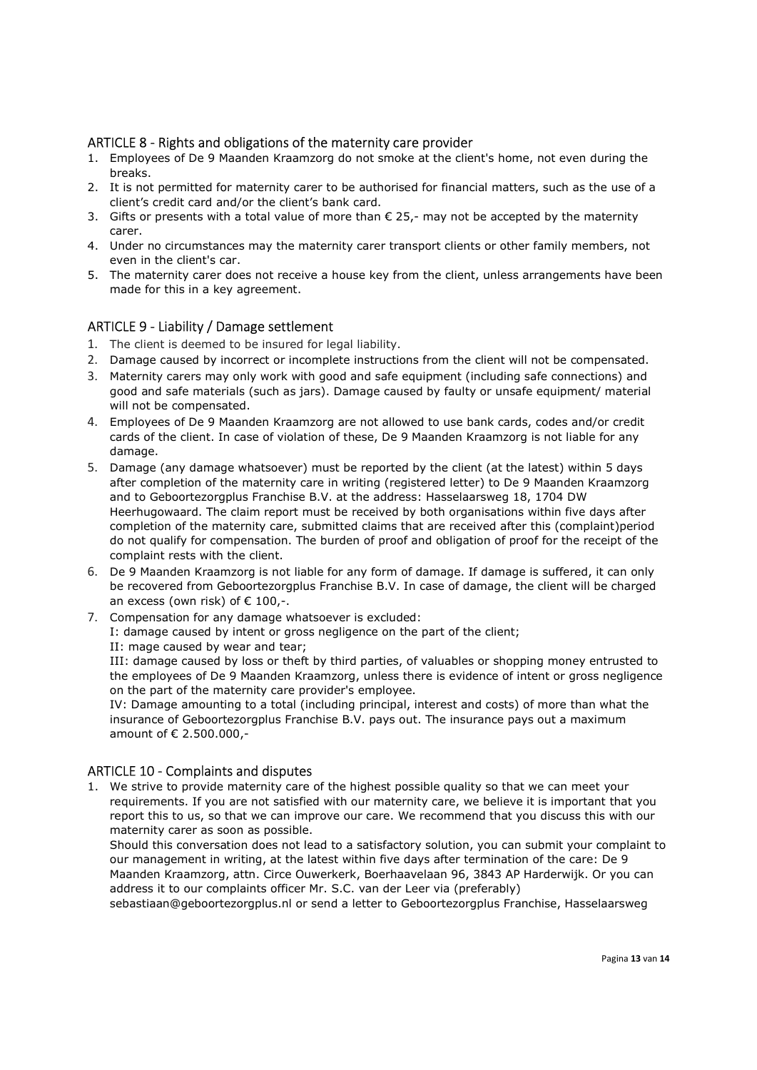## ARTICLE 8 - Rights and obligations of the maternity care provider

1. Employees of De 9 Maanden Kraamzorg do not smoke at the client's home, not even during the breaks.
2. It is not permitted for maternity carer to be authorised for financial matters, such as the use of a client's credit card and/or the client's bank card.
3. Gifts or presents with a total value of more than € 25,- may not be accepted by the maternity carer.
4. Under no circumstances may the maternity carer transport clients or other family members, not even in the client's car.
5. The maternity carer does not receive a house key from the client, unless arrangements have been made for this in a key agreement.

## ARTICLE 9 - Liability / Damage settlement

1. The client is deemed to be insured for legal liability.
2. Damage caused by incorrect or incomplete instructions from the client will not be compensated.
3. Maternity carers may only work with good and safe equipment (including safe connections) and good and safe materials (such as jars). Damage caused by faulty or unsafe equipment/ material will not be compensated.
4. Employees of De 9 Maanden Kraamzorg are not allowed to use bank cards, codes and/or credit cards of the client. In case of violation of these, De 9 Maanden Kraamzorg is not liable for any damage.
5. Damage (any damage whatsoever) must be reported by the client (at the latest) within 5 days after completion of the maternity care in writing (registered letter) to De 9 Maanden Kraamzorg and to Geboortezorgplus Franchise B.V. at the address: Hasselaarsweg 18, 1704 DW Heerhugowaard. The claim report must be received by both organisations within five days after completion of the maternity care, submitted claims that are received after this (complaint)period do not qualify for compensation. The burden of proof and obligation of proof for the receipt of the complaint rests with the client.
6. De 9 Maanden Kraamzorg is not liable for any form of damage. If damage is suffered, it can only be recovered from Geboortezorgplus Franchise B.V. In case of damage, the client will be charged an excess (own risk) of € 100,-.
7. Compensation for any damage whatsoever is excluded:
   I: damage caused by intent or gross negligence on the part of the client;
   II: mage caused by wear and tear;
   III: damage caused by loss or theft by third parties, of valuables or shopping money entrusted to the employees of De 9 Maanden Kraamzorg, unless there is evidence of intent or gross negligence on the part of the maternity care provider's employee.
   IV: Damage amounting to a total (including principal, interest and costs) of more than what the insurance of Geboortezorgplus Franchise B.V. pays out. The insurance pays out a maximum amount of € 2.500.000,-

## ARTICLE 10 - Complaints and disputes

1. We strive to provide maternity care of the highest possible quality so that we can meet your requirements. If you are not satisfied with our maternity care, we believe it is important that you report this to us, so that we can improve our care. We recommend that you discuss this with our maternity carer as soon as possible.
   Should this conversation does not lead to a satisfactory solution, you can submit your complaint to our management in writing, at the latest within five days after termination of the care: De 9 Maanden Kraamzorg, attn. Circe Ouwerkerk, Boerhaavelaan 96, 3843 AP Harderwijk. Or you can address it to our complaints officer Mr. S.C. van der Leer via (preferably) sebastiaan@geboortezorgplus.nl or send a letter to Geboortezorgplus Franchise, Hasselaarsweg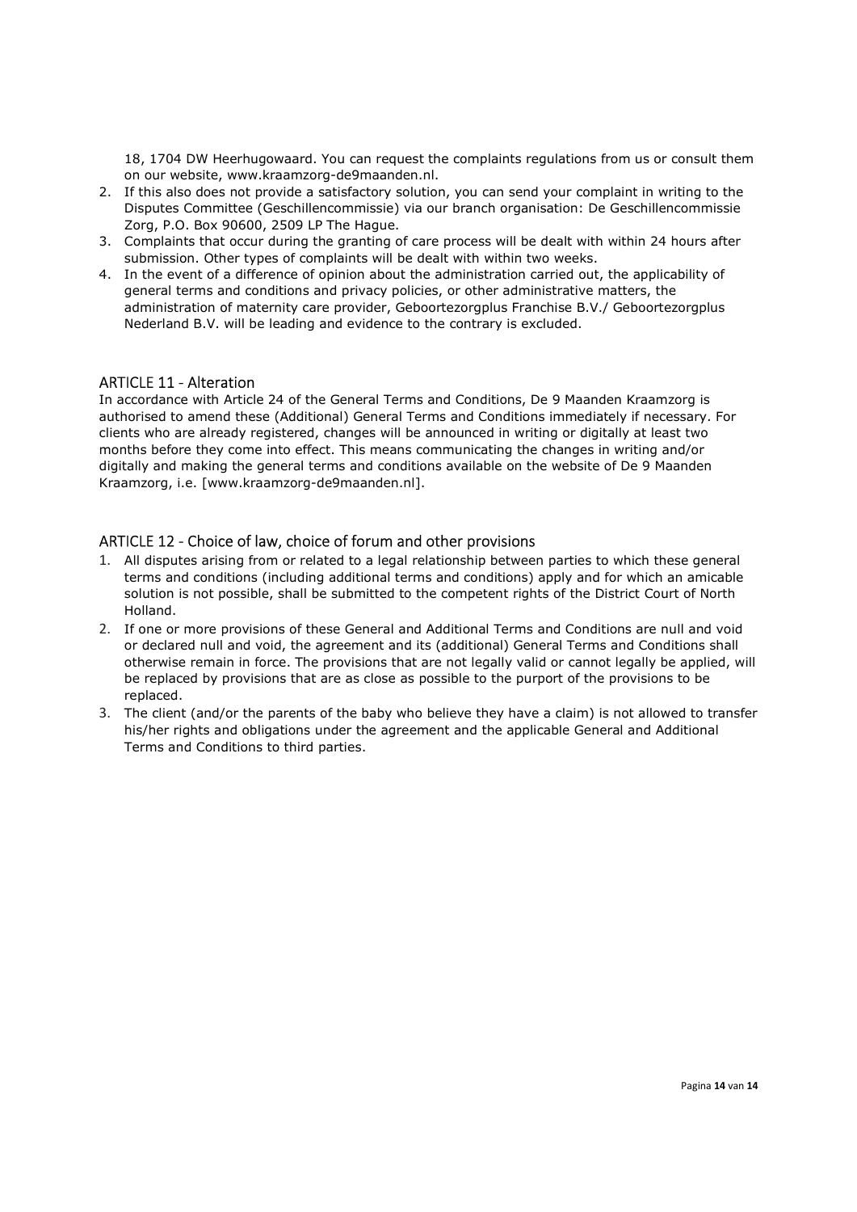18, 1704 DW Heerhugowaard. You can request the complaints regulations from us or consult them on our website, www.kraamzorg-de9maanden.nl.

2. If this also does not provide a satisfactory solution, you can send your complaint in writing to the Disputes Committee (Geschillencommissie) via our branch organisation: De Geschillencommissie Zorg, P.O. Box 90600, 2509 LP The Hague.
3. Complaints that occur during the granting of care process will be dealt with within 24 hours after submission. Other types of complaints will be dealt with within two weeks.
4. In the event of a difference of opinion about the administration carried out, the applicability of general terms and conditions and privacy policies, or other administrative matters, the administration of maternity care provider, Geboortezorgplus Franchise B.V./ Geboortezorgplus Nederland B.V. will be leading and evidence to the contrary is excluded.

## ARTICLE 11 - Alteration

In accordance with Article 24 of the General Terms and Conditions, De 9 Maanden Kraamzorg is authorised to amend these (Additional) General Terms and Conditions immediately if necessary. For clients who are already registered, changes will be announced in writing or digitally at least two months before they come into effect. This means communicating the changes in writing and/or digitally and making the general terms and conditions available on the website of De 9 Maanden Kraamzorg, i.e. [www.kraamzorg-de9maanden.nl].

## ARTICLE 12 - Choice of law, choice of forum and other provisions

1. All disputes arising from or related to a legal relationship between parties to which these general terms and conditions (including additional terms and conditions) apply and for which an amicable solution is not possible, shall be submitted to the competent rights of the District Court of North Holland.
2. If one or more provisions of these General and Additional Terms and Conditions are null and void or declared null and void, the agreement and its (additional) General Terms and Conditions shall otherwise remain in force. The provisions that are not legally valid or cannot legally be applied, will be replaced by provisions that are as close as possible to the purport of the provisions to be replaced.
3. The client (and/or the parents of the baby who believe they have a claim) is not allowed to transfer his/her rights and obligations under the agreement and the applicable General and Additional Terms and Conditions to third parties.